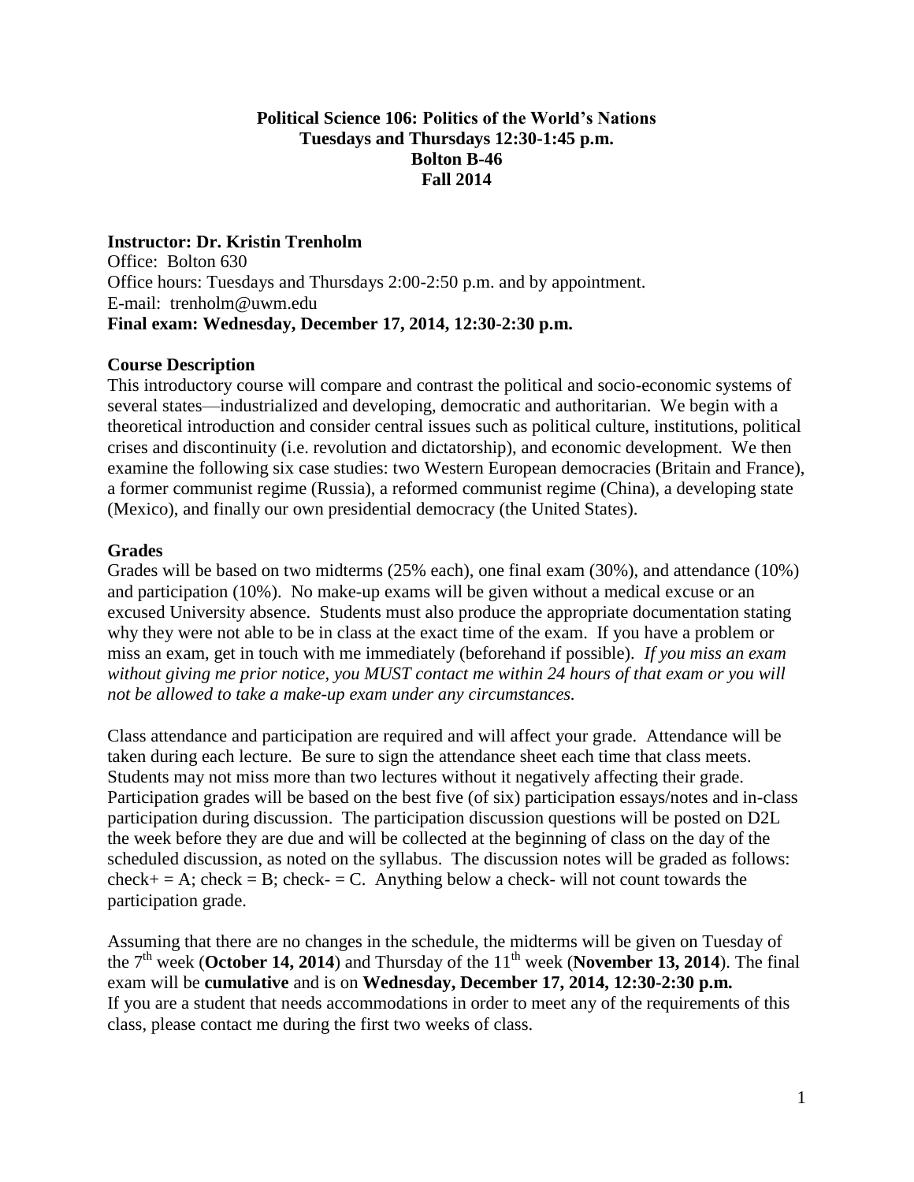**Political Science 106: Politics of the World's Nations**
**Tuesdays and Thursdays 12:30-1:45 p.m.**
**Bolton B-46**
**Fall 2014**

**Instructor: Dr. Kristin Trenholm**
Office: Bolton 630
Office hours: Tuesdays and Thursdays 2:00-2:50 p.m. and by appointment.
E-mail: trenholm@uwm.edu
**Final exam: Wednesday, December 17, 2014, 12:30-2:30 p.m.**

## Course Description

This introductory course will compare and contrast the political and socio-economic systems of several states—industrialized and developing, democratic and authoritarian. We begin with a theoretical introduction and consider central issues such as political culture, institutions, political crises and discontinuity (i.e. revolution and dictatorship), and economic development. We then examine the following six case studies: two Western European democracies (Britain and France), a former communist regime (Russia), a reformed communist regime (China), a developing state (Mexico), and finally our own presidential democracy (the United States).

## Grades

Grades will be based on two midterms (25% each), one final exam (30%), and attendance (10%) and participation (10%). No make-up exams will be given without a medical excuse or an excused University absence. Students must also produce the appropriate documentation stating why they were not able to be in class at the exact time of the exam. If you have a problem or miss an exam, get in touch with me immediately (beforehand if possible). *If you miss an exam without giving me prior notice, you MUST contact me within 24 hours of that exam or you will not be allowed to take a make-up exam under any circumstances.*

Class attendance and participation are required and will affect your grade. Attendance will be taken during each lecture. Be sure to sign the attendance sheet each time that class meets. Students may not miss more than two lectures without it negatively affecting their grade. Participation grades will be based on the best five (of six) participation essays/notes and in-class participation during discussion. The participation discussion questions will be posted on D2L the week before they are due and will be collected at the beginning of class on the day of the scheduled discussion, as noted on the syllabus. The discussion notes will be graded as follows: check+ = A; check = B; check- = C. Anything below a check- will not count towards the participation grade.

Assuming that there are no changes in the schedule, the midterms will be given on Tuesday of the 7th week (**October 14, 2014**) and Thursday of the 11th week (**November 13, 2014**). The final exam will be **cumulative** and is on **Wednesday, December 17, 2014, 12:30-2:30 p.m.**
If you are a student that needs accommodations in order to meet any of the requirements of this class, please contact me during the first two weeks of class.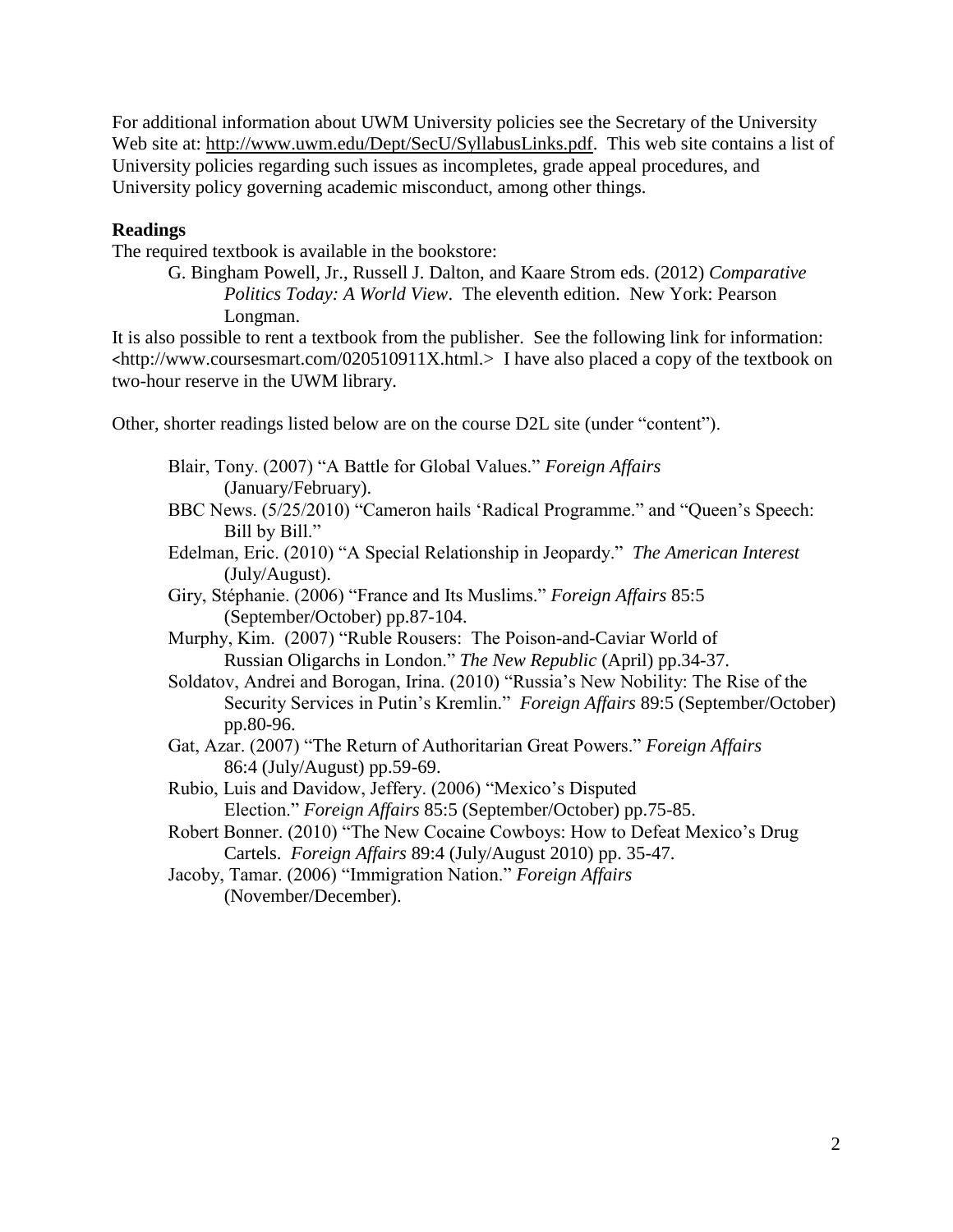For additional information about UWM University policies see the Secretary of the University Web site at: http://www.uwm.edu/Dept/SecU/SyllabusLinks.pdf. This web site contains a list of University policies regarding such issues as incompletes, grade appeal procedures, and University policy governing academic misconduct, among other things.

**Readings**

The required textbook is available in the bookstore:

> G. Bingham Powell, Jr., Russell J. Dalton, and Kaare Strom eds. (2012) *Comparative Politics Today: A World View*. The eleventh edition. New York: Pearson Longman.

It is also possible to rent a textbook from the publisher. See the following link for information: <http://www.coursesmart.com/020510911X.html.> I have also placed a copy of the textbook on two-hour reserve in the UWM library.

Other, shorter readings listed below are on the course D2L site (under "content").

> Blair, Tony. (2007) "A Battle for Global Values." *Foreign Affairs* (January/February).
>
> BBC News. (5/25/2010) "Cameron hails 'Radical Programme." and "Queen's Speech: Bill by Bill."
>
> Edelman, Eric. (2010) "A Special Relationship in Jeopardy." *The American Interest* (July/August).
>
> Giry, Stéphanie. (2006) "France and Its Muslims." *Foreign Affairs* 85:5 (September/October) pp.87-104.
>
> Murphy, Kim. (2007) "Ruble Rousers: The Poison-and-Caviar World of Russian Oligarchs in London." *The New Republic* (April) pp.34-37.
>
> Soldatov, Andrei and Borogan, Irina. (2010) "Russia's New Nobility: The Rise of the Security Services in Putin's Kremlin." *Foreign Affairs* 89:5 (September/October) pp.80-96.
>
> Gat, Azar. (2007) "The Return of Authoritarian Great Powers." *Foreign Affairs* 86:4 (July/August) pp.59-69.
>
> Rubio, Luis and Davidow, Jeffery. (2006) "Mexico's Disputed Election." *Foreign Affairs* 85:5 (September/October) pp.75-85.
>
> Robert Bonner. (2010) "The New Cocaine Cowboys: How to Defeat Mexico's Drug Cartels. *Foreign Affairs* 89:4 (July/August 2010) pp. 35-47.
>
> Jacoby, Tamar. (2006) "Immigration Nation." *Foreign Affairs* (November/December).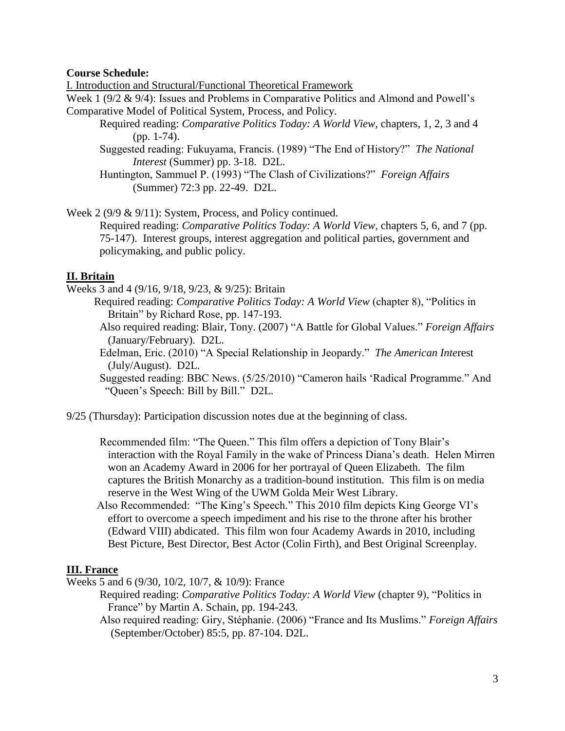**Course Schedule:**

I. Introduction and Structural/Functional Theoretical Framework

Week 1 (9/2 & 9/4): Issues and Problems in Comparative Politics and Almond and Powell's Comparative Model of Political System, Process, and Policy.

Required reading: *Comparative Politics Today: A World View*, chapters, 1, 2, 3 and 4 (pp. 1-74).

Suggested reading: Fukuyama, Francis. (1989) "The End of History?" *The National Interest* (Summer) pp. 3-18. D2L.

Huntington, Sammuel P. (1993) "The Clash of Civilizations?" *Foreign Affairs* (Summer) 72:3 pp. 22-49. D2L.

Week 2 (9/9 & 9/11): System, Process, and Policy continued.

Required reading: *Comparative Politics Today: A World View*, chapters 5, 6, and 7 (pp. 75-147). Interest groups, interest aggregation and political parties, government and policymaking, and public policy.

## II. Britain

Weeks 3 and 4 (9/16, 9/18, 9/23, & 9/25): Britain

Required reading: *Comparative Politics Today: A World View* (chapter 8), "Politics in Britain" by Richard Rose, pp. 147-193.

Also required reading: Blair, Tony. (2007) "A Battle for Global Values." *Foreign Affairs* (January/February). D2L.

Edelman, Eric. (2010) "A Special Relationship in Jeopardy." *The American Inte*rest (July/August). D2L.

Suggested reading: BBC News. (5/25/2010) "Cameron hails 'Radical Programme." And "Queen's Speech: Bill by Bill." D2L.

9/25 (Thursday): Participation discussion notes due at the beginning of class.

Recommended film: "The Queen." This film offers a depiction of Tony Blair's interaction with the Royal Family in the wake of Princess Diana's death. Helen Mirren won an Academy Award in 2006 for her portrayal of Queen Elizabeth. The film captures the British Monarchy as a tradition-bound institution. This film is on media reserve in the West Wing of the UWM Golda Meir West Library.

Also Recommended: "The King's Speech." This 2010 film depicts King George VI's effort to overcome a speech impediment and his rise to the throne after his brother (Edward VIII) abdicated. This film won four Academy Awards in 2010, including Best Picture, Best Director, Best Actor (Colin Firth), and Best Original Screenplay.

## III. France

Weeks 5 and 6 (9/30, 10/2, 10/7, & 10/9): France

Required reading: *Comparative Politics Today: A World View* (chapter 9), "Politics in France" by Martin A. Schain, pp. 194-243.

Also required reading: Giry, Stéphanie. (2006) "France and Its Muslims." *Foreign Affairs* (September/October) 85:5, pp. 87-104. D2L.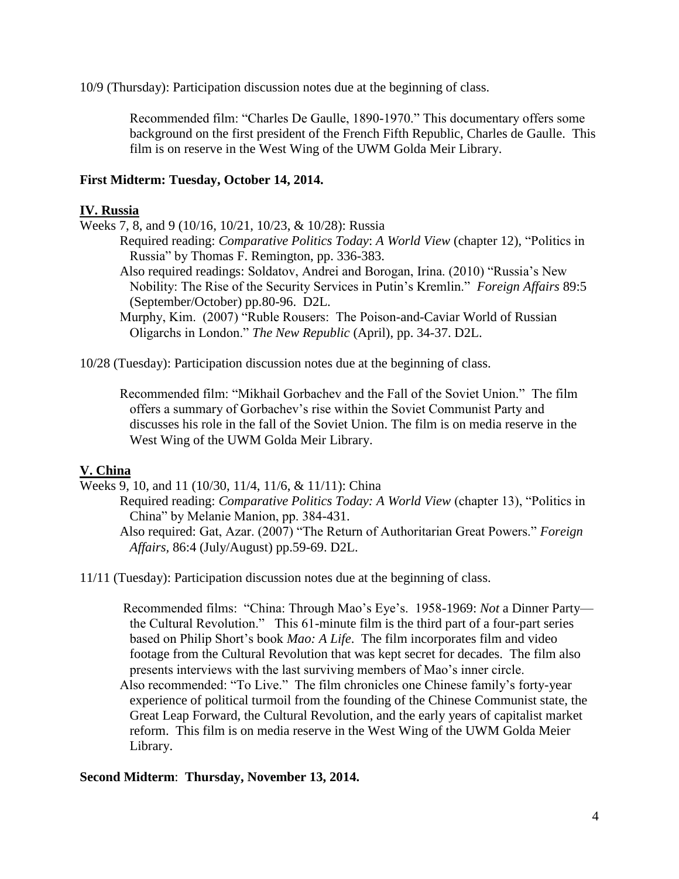10/9 (Thursday): Participation discussion notes due at the beginning of class.

> Recommended film: "Charles De Gaulle, 1890-1970." This documentary offers some background on the first president of the French Fifth Republic, Charles de Gaulle. This film is on reserve in the West Wing of the UWM Golda Meir Library.

**First Midterm: Tuesday, October 14, 2014.**

## IV. Russia

Weeks 7, 8, and 9 (10/16, 10/21, 10/23, & 10/28): Russia

> Required reading: *Comparative Politics Today*: *A World View* (chapter 12), "Politics in Russia" by Thomas F. Remington, pp. 336-383.
>
> Also required readings: Soldatov, Andrei and Borogan, Irina. (2010) "Russia's New Nobility: The Rise of the Security Services in Putin's Kremlin." *Foreign Affairs* 89:5 (September/October) pp.80-96. D2L.
>
> Murphy, Kim. (2007) "Ruble Rousers: The Poison-and-Caviar World of Russian Oligarchs in London." *The New Republic* (April), pp. 34-37. D2L.

10/28 (Tuesday): Participation discussion notes due at the beginning of class.

> Recommended film: "Mikhail Gorbachev and the Fall of the Soviet Union." The film offers a summary of Gorbachev's rise within the Soviet Communist Party and discusses his role in the fall of the Soviet Union. The film is on media reserve in the West Wing of the UWM Golda Meir Library.

## V. China

Weeks 9, 10, and 11 (10/30, 11/4, 11/6, & 11/11): China

> Required reading: *Comparative Politics Today: A World View* (chapter 13), "Politics in China" by Melanie Manion, pp. 384-431.
>
> Also required: Gat, Azar. (2007) "The Return of Authoritarian Great Powers." *Foreign Affairs*, 86:4 (July/August) pp.59-69. D2L.

11/11 (Tuesday): Participation discussion notes due at the beginning of class.

> Recommended films: "China: Through Mao's Eye's. 1958-1969: *Not* a Dinner Party—the Cultural Revolution." This 61-minute film is the third part of a four-part series based on Philip Short's book *Mao: A Life*. The film incorporates film and video footage from the Cultural Revolution that was kept secret for decades. The film also presents interviews with the last surviving members of Mao's inner circle.
>
> Also recommended: "To Live." The film chronicles one Chinese family's forty-year experience of political turmoil from the founding of the Chinese Communist state, the Great Leap Forward, the Cultural Revolution, and the early years of capitalist market reform. This film is on media reserve in the West Wing of the UWM Golda Meier Library.

**Second Midterm**: **Thursday, November 13, 2014.**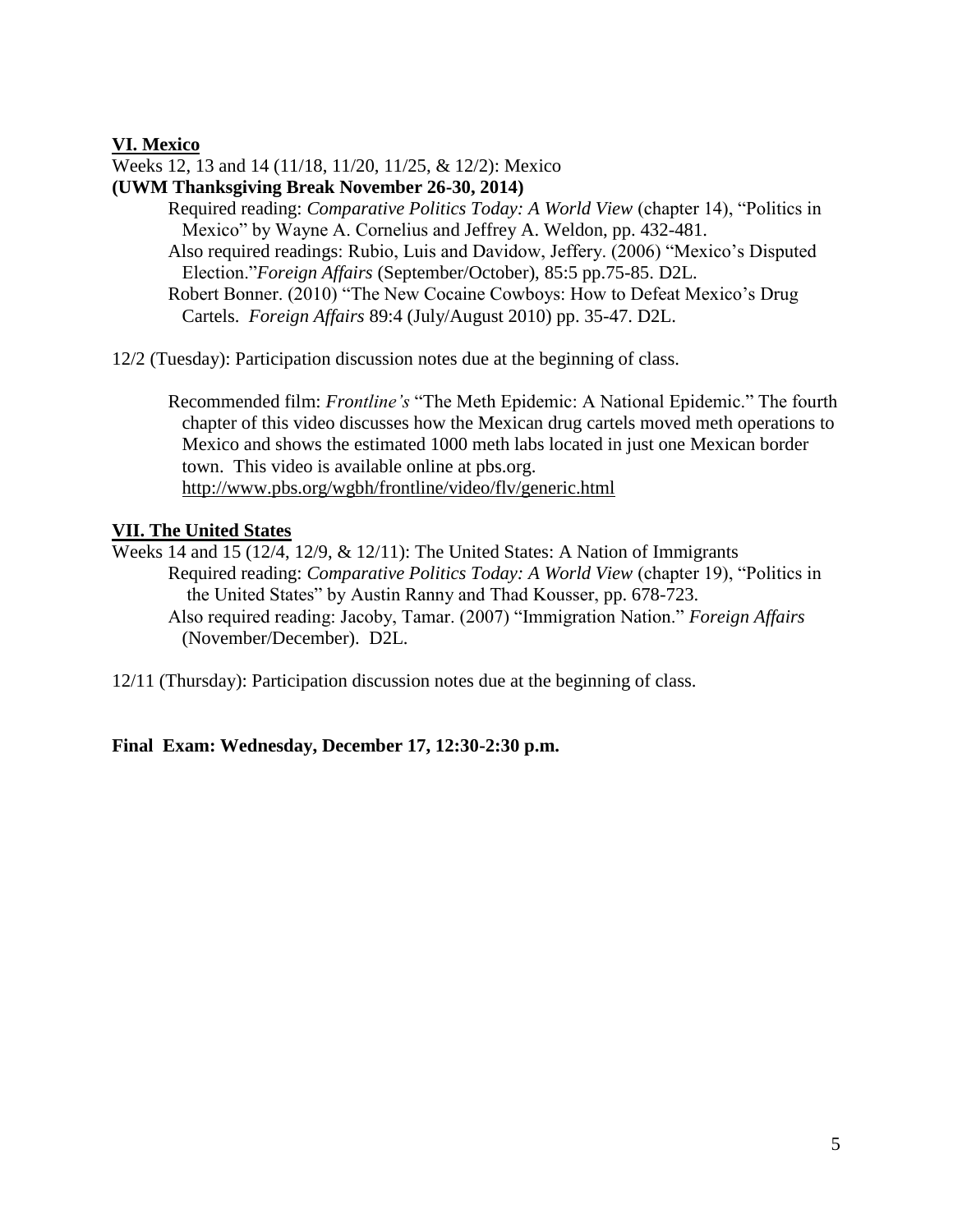## VI. Mexico

Weeks 12, 13 and 14 (11/18, 11/20, 11/25, & 12/2): Mexico

**(UWM Thanksgiving Break November 26-30, 2014)**

Required reading: *Comparative Politics Today: A World View* (chapter 14), "Politics in Mexico" by Wayne A. Cornelius and Jeffrey A. Weldon, pp. 432-481.

Also required readings: Rubio, Luis and Davidow, Jeffery. (2006) "Mexico's Disputed Election."*Foreign Affairs* (September/October), 85:5 pp.75-85. D2L.

Robert Bonner. (2010) "The New Cocaine Cowboys: How to Defeat Mexico's Drug Cartels. *Foreign Affairs* 89:4 (July/August 2010) pp. 35-47. D2L.

12/2 (Tuesday): Participation discussion notes due at the beginning of class.

Recommended film: *Frontline's* "The Meth Epidemic: A National Epidemic." The fourth chapter of this video discusses how the Mexican drug cartels moved meth operations to Mexico and shows the estimated 1000 meth labs located in just one Mexican border town. This video is available online at pbs.org. http://www.pbs.org/wgbh/frontline/video/flv/generic.html

## VII. The United States

Weeks 14 and 15 (12/4, 12/9, & 12/11): The United States: A Nation of Immigrants

Required reading: *Comparative Politics Today: A World View* (chapter 19), "Politics in the United States" by Austin Ranny and Thad Kousser, pp. 678-723.

Also required reading: Jacoby, Tamar. (2007) "Immigration Nation." *Foreign Affairs* (November/December). D2L.

12/11 (Thursday): Participation discussion notes due at the beginning of class.

**Final Exam: Wednesday, December 17, 12:30-2:30 p.m.**